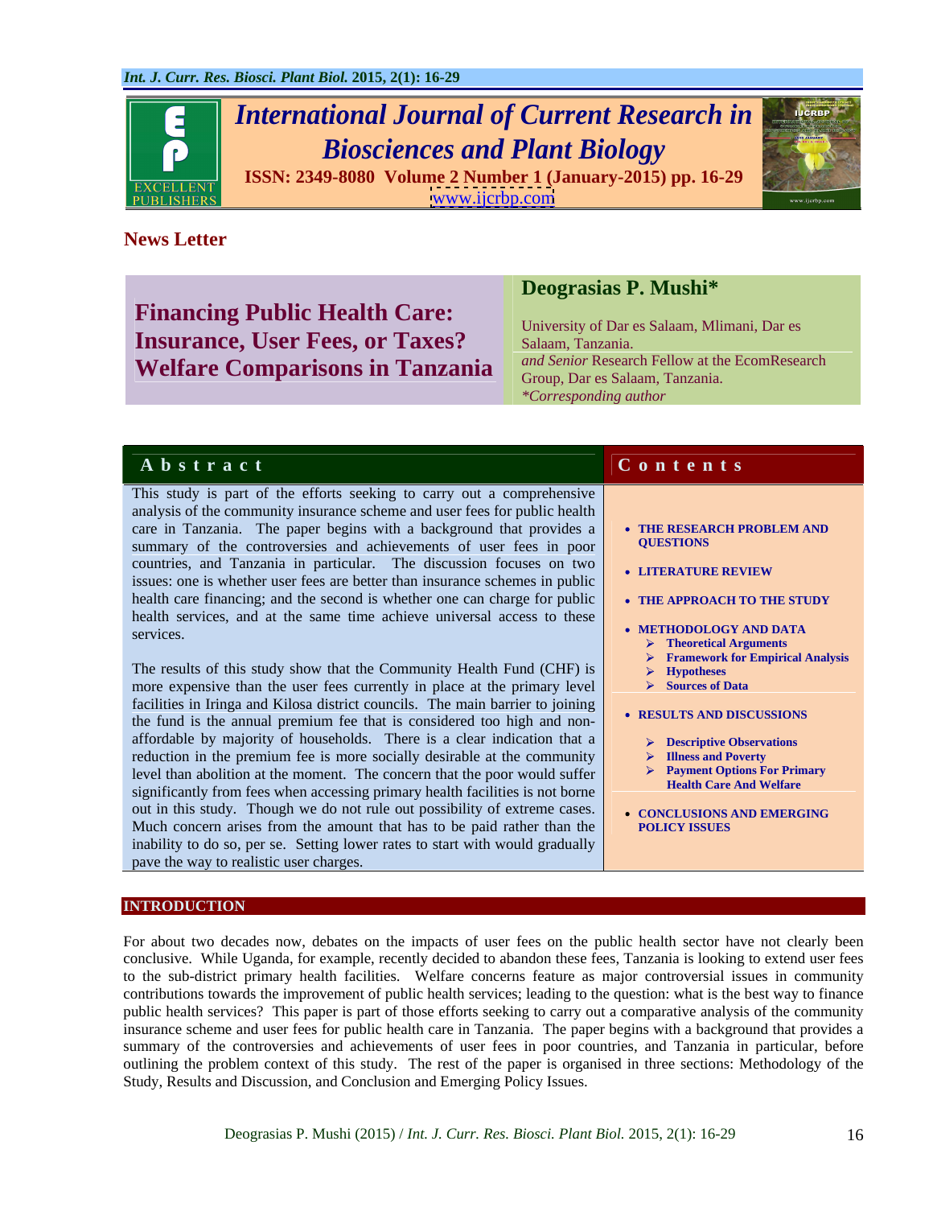## News Letter

# Financing Public Health Care: Insurance, User Fees, or Taxes? Welfare Comparisons in Tanzania

**Deograsias P. Mushi***

University of Dar es Salaam, Mlimani, Dar es Salaam, Tanzania.
*and Senior* Research Fellow at the EcomResearch Group, Dar es Salaam, Tanzania.
*Corresponding author

## Abstract

This study is part of the efforts seeking to carry out a comprehensive analysis of the community insurance scheme and user fees for public health care in Tanzania. The paper begins with a background that provides a summary of the controversies and achievements of user fees in poor countries, and Tanzania in particular. The discussion focuses on two issues: one is whether user fees are better than insurance schemes in public health care financing; and the second is whether one can charge for public health services, and at the same time achieve universal access to these services.

The results of this study show that the Community Health Fund (CHF) is more expensive than the user fees currently in place at the primary level facilities in Iringa and Kilosa district councils. The main barrier to joining the fund is the annual premium fee that is considered too high and non-affordable by majority of households. There is a clear indication that a reduction in the premium fee is more socially desirable at the community level than abolition at the moment. The concern that the poor would suffer significantly from fees when accessing primary health facilities is not borne out in this study. Though we do not rule out possibility of extreme cases. Much concern arises from the amount that has to be paid rather than the inability to do so, per se. Setting lower rates to start with would gradually pave the way to realistic user charges.

## Contents

- **THE RESEARCH PROBLEM AND QUESTIONS**
- **LITERATURE REVIEW**
- **THE APPROACH TO THE STUDY**
- **METHODOLOGY AND DATA**
  - **Theoretical Arguments**
  - **Framework for Empirical Analysis**
  - **Hypotheses**
  - **Sources of Data**
- **RESULTS AND DISCUSSIONS**
  - **Descriptive Observations**
  - **Illness and Poverty**
  - **Payment Options For Primary Health Care And Welfare**
- **CONCLUSIONS AND EMERGING POLICY ISSUES**

## INTRODUCTION

For about two decades now, debates on the impacts of user fees on the public health sector have not clearly been conclusive. While Uganda, for example, recently decided to abandon these fees, Tanzania is looking to extend user fees to the sub-district primary health facilities. Welfare concerns feature as major controversial issues in community contributions towards the improvement of public health services; leading to the question: what is the best way to finance public health services? This paper is part of those efforts seeking to carry out a comparative analysis of the community insurance scheme and user fees for public health care in Tanzania. The paper begins with a background that provides a summary of the controversies and achievements of user fees in poor countries, and Tanzania in particular, before outlining the problem context of this study. The rest of the paper is organised in three sections: Methodology of the Study, Results and Discussion, and Conclusion and Emerging Policy Issues.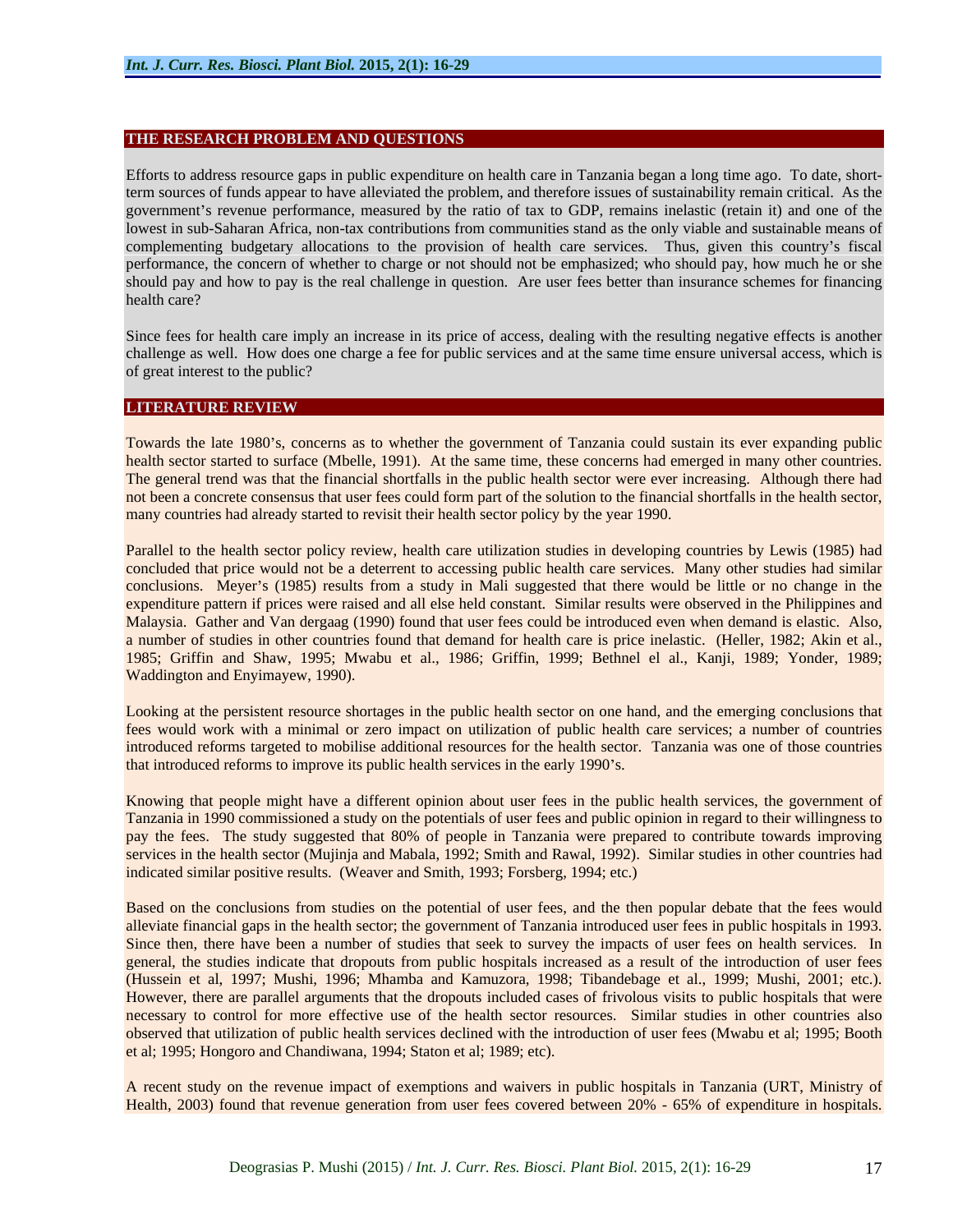## THE RESEARCH PROBLEM AND QUESTIONS

Efforts to address resource gaps in public expenditure on health care in Tanzania began a long time ago. To date, short-term sources of funds appear to have alleviated the problem, and therefore issues of sustainability remain critical. As the government's revenue performance, measured by the ratio of tax to GDP, remains inelastic (retain it) and one of the lowest in sub-Saharan Africa, non-tax contributions from communities stand as the only viable and sustainable means of complementing budgetary allocations to the provision of health care services. Thus, given this country's fiscal performance, the concern of whether to charge or not should not be emphasized; who should pay, how much he or she should pay and how to pay is the real challenge in question. Are user fees better than insurance schemes for financing health care?

Since fees for health care imply an increase in its price of access, dealing with the resulting negative effects is another challenge as well. How does one charge a fee for public services and at the same time ensure universal access, which is of great interest to the public?

## LITERATURE REVIEW

Towards the late 1980's, concerns as to whether the government of Tanzania could sustain its ever expanding public health sector started to surface (Mbelle, 1991). At the same time, these concerns had emerged in many other countries. The general trend was that the financial shortfalls in the public health sector were ever increasing. Although there had not been a concrete consensus that user fees could form part of the solution to the financial shortfalls in the health sector, many countries had already started to revisit their health sector policy by the year 1990.

Parallel to the health sector policy review, health care utilization studies in developing countries by Lewis (1985) had concluded that price would not be a deterrent to accessing public health care services. Many other studies had similar conclusions. Meyer's (1985) results from a study in Mali suggested that there would be little or no change in the expenditure pattern if prices were raised and all else held constant. Similar results were observed in the Philippines and Malaysia. Gather and Van dergaag (1990) found that user fees could be introduced even when demand is elastic. Also, a number of studies in other countries found that demand for health care is price inelastic. (Heller, 1982; Akin et al., 1985; Griffin and Shaw, 1995; Mwabu et al., 1986; Griffin, 1999; Bethnel el al., Kanji, 1989; Yonder, 1989; Waddington and Enyimayew, 1990).

Looking at the persistent resource shortages in the public health sector on one hand, and the emerging conclusions that fees would work with a minimal or zero impact on utilization of public health care services; a number of countries introduced reforms targeted to mobilise additional resources for the health sector. Tanzania was one of those countries that introduced reforms to improve its public health services in the early 1990's.

Knowing that people might have a different opinion about user fees in the public health services, the government of Tanzania in 1990 commissioned a study on the potentials of user fees and public opinion in regard to their willingness to pay the fees. The study suggested that 80% of people in Tanzania were prepared to contribute towards improving services in the health sector (Mujinja and Mabala, 1992; Smith and Rawal, 1992). Similar studies in other countries had indicated similar positive results. (Weaver and Smith, 1993; Forsberg, 1994; etc.)

Based on the conclusions from studies on the potential of user fees, and the then popular debate that the fees would alleviate financial gaps in the health sector; the government of Tanzania introduced user fees in public hospitals in 1993. Since then, there have been a number of studies that seek to survey the impacts of user fees on health services. In general, the studies indicate that dropouts from public hospitals increased as a result of the introduction of user fees (Hussein et al, 1997; Mushi, 1996; Mhamba and Kamuzora, 1998; Tibandebage et al., 1999; Mushi, 2001; etc.). However, there are parallel arguments that the dropouts included cases of frivolous visits to public hospitals that were necessary to control for more effective use of the health sector resources. Similar studies in other countries also observed that utilization of public health services declined with the introduction of user fees (Mwabu et al; 1995; Booth et al; 1995; Hongoro and Chandiwana, 1994; Staton et al; 1989; etc).

A recent study on the revenue impact of exemptions and waivers in public hospitals in Tanzania (URT, Ministry of Health, 2003) found that revenue generation from user fees covered between 20% - 65% of expenditure in hospitals.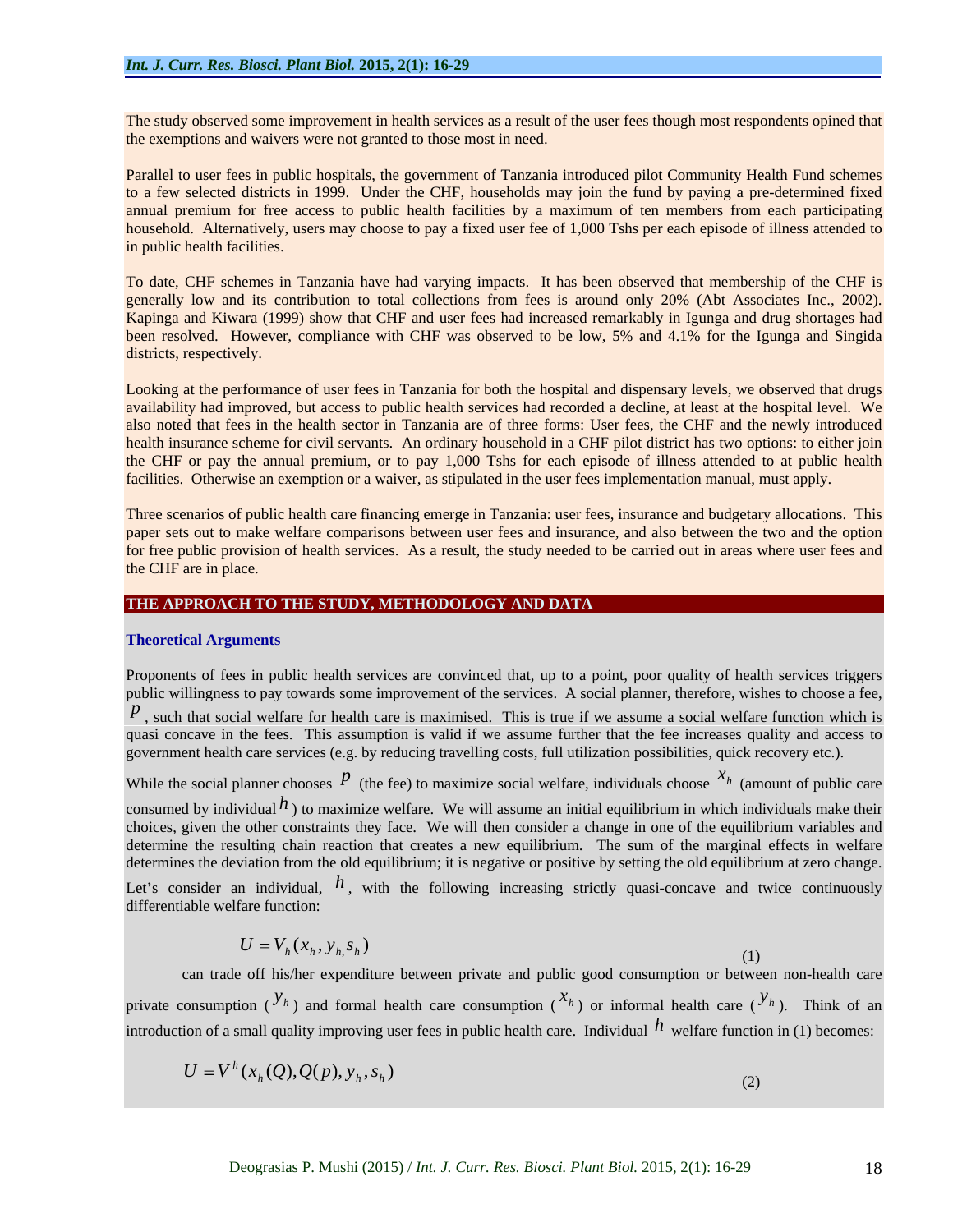The study observed some improvement in health services as a result of the user fees though most respondents opined that the exemptions and waivers were not granted to those most in need.

Parallel to user fees in public hospitals, the government of Tanzania introduced pilot Community Health Fund schemes to a few selected districts in 1999. Under the CHF, households may join the fund by paying a pre-determined fixed annual premium for free access to public health facilities by a maximum of ten members from each participating household. Alternatively, users may choose to pay a fixed user fee of 1,000 Tshs per each episode of illness attended to in public health facilities.

To date, CHF schemes in Tanzania have had varying impacts. It has been observed that membership of the CHF is generally low and its contribution to total collections from fees is around only 20% (Abt Associates Inc., 2002). Kapinga and Kiwara (1999) show that CHF and user fees had increased remarkably in Igunga and drug shortages had been resolved. However, compliance with CHF was observed to be low, 5% and 4.1% for the Igunga and Singida districts, respectively.

Looking at the performance of user fees in Tanzania for both the hospital and dispensary levels, we observed that drugs availability had improved, but access to public health services had recorded a decline, at least at the hospital level. We also noted that fees in the health sector in Tanzania are of three forms: User fees, the CHF and the newly introduced health insurance scheme for civil servants. An ordinary household in a CHF pilot district has two options: to either join the CHF or pay the annual premium, or to pay 1,000 Tshs for each episode of illness attended to at public health facilities. Otherwise an exemption or a waiver, as stipulated in the user fees implementation manual, must apply.

Three scenarios of public health care financing emerge in Tanzania: user fees, insurance and budgetary allocations. This paper sets out to make welfare comparisons between user fees and insurance, and also between the two and the option for free public provision of health services. As a result, the study needed to be carried out in areas where user fees and the CHF are in place.

## THE APPROACH TO THE STUDY, METHODOLOGY AND DATA

### Theoretical Arguments

Proponents of fees in public health services are convinced that, up to a point, poor quality of health services triggers public willingness to pay towards some improvement of the services. A social planner, therefore, wishes to choose a fee, $p$, such that social welfare for health care is maximised. This is true if we assume a social welfare function which is quasi concave in the fees. This assumption is valid if we assume further that the fee increases quality and access to government health care services (e.g. by reducing travelling costs, full utilization possibilities, quick recovery etc.).

While the social planner chooses $p$ (the fee) to maximize social welfare, individuals choose $x_h$ (amount of public care consumed by individual $h$) to maximize welfare. We will assume an initial equilibrium in which individuals make their choices, given the other constraints they face. We will then consider a change in one of the equilibrium variables and determine the resulting chain reaction that creates a new equilibrium. The sum of the marginal effects in welfare determines the deviation from the old equilibrium; it is negative or positive by setting the old equilibrium at zero change.

Let's consider an individual, $h$, with the following increasing strictly quasi-concave and twice continuously differentiable welfare function:

$$U = V_h(x_h, y_{h,} s_h) \tag{1}$$

can trade off his/her expenditure between private and public good consumption or between non-health care private consumption ($y_h$) and formal health care consumption ($x_h$) or informal health care ($y_h$). Think of an introduction of a small quality improving user fees in public health care. Individual $h$ welfare function in (1) becomes:

$$U = V^h(x_h(Q), Q(p), y_h, s_h) \tag{2}$$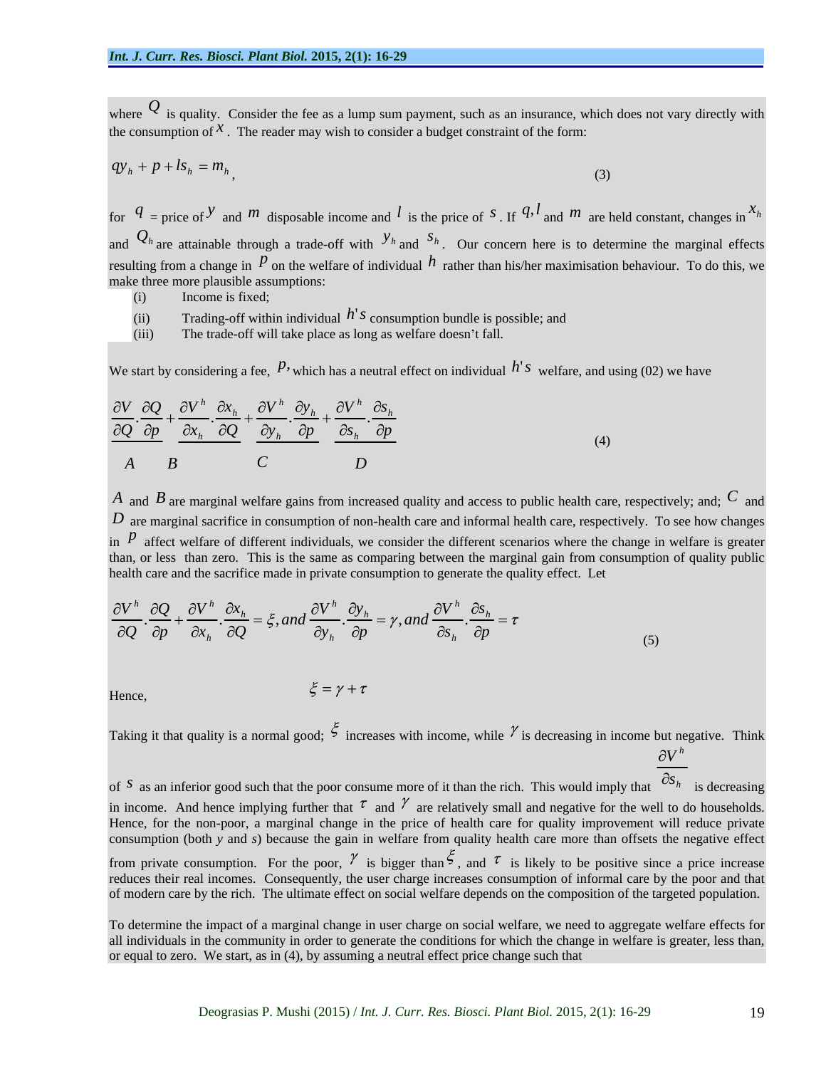where $Q$ is quality. Consider the fee as a lump sum payment, such as an insurance, which does not vary directly with the consumption of $x$. The reader may wish to consider a budget constraint of the form:

$$qy_h + p + ls_h = m_h, \tag{3}$$

for $q$ = price of $y$ and $m$ disposable income and $l$ is the price of $s$. If $q, l$ and $m$ are held constant, changes in $x_h$ and $Q_h$ are attainable through a trade-off with $y_h$ and $s_h$. Our concern here is to determine the marginal effects resulting from a change in $p$ on the welfare of individual $h$ rather than his/her maximisation behaviour. To do this, we make three more plausible assumptions:

(i) Income is fixed;

(ii) Trading-off within individual $h's$ consumption bundle is possible; and

(iii) The trade-off will take place as long as welfare doesn't fall.

We start by considering a fee, $p$, which has a neutral effect on individual $h's$ welfare, and using (02) we have

$$\underbrace{\frac{\partial V}{\partial Q}.\frac{\partial Q}{\partial p}}_{A} + \underbrace{\frac{\partial V^h}{\partial x_h}.\frac{\partial x_h}{\partial Q}}_{B} + \underbrace{\frac{\partial V^h}{\partial y_h}.\frac{\partial y_h}{\partial p}}_{C} + \underbrace{\frac{\partial V^h}{\partial s_h}.\frac{\partial s_h}{\partial p}}_{D} \tag{4}$$

$A$ and $B$ are marginal welfare gains from increased quality and access to public health care, respectively; and; $C$ and $D$ are marginal sacrifice in consumption of non-health care and informal health care, respectively. To see how changes in $p$ affect welfare of different individuals, we consider the different scenarios where the change in welfare is greater than, or less than zero. This is the same as comparing between the marginal gain from consumption of quality public health care and the sacrifice made in private consumption to generate the quality effect. Let

$$\frac{\partial V^h}{\partial Q}.\frac{\partial Q}{\partial p} + \frac{\partial V^h}{\partial x_h}.\frac{\partial x_h}{\partial Q} = \xi, and \frac{\partial V^h}{\partial y_h}.\frac{\partial y_h}{\partial p} = \gamma, and \frac{\partial V^h}{\partial s_h}.\frac{\partial s_h}{\partial p} = \tau \tag{5}$$

Hence, $\xi = \gamma + \tau$

Taking it that quality is a normal good; $\xi$ increases with income, while $\gamma$ is decreasing in income but negative. Think of $s$ as an inferior good such that the poor consume more of it than the rich. This would imply that $\frac{\partial V^h}{\partial s_h}$ is decreasing in income. And hence implying further that $\tau$ and $\gamma$ are relatively small and negative for the well to do households. Hence, for the non-poor, a marginal change in the price of health care for quality improvement will reduce private consumption (both *y* and *s*) because the gain in welfare from quality health care more than offsets the negative effect from private consumption. For the poor, $\gamma$ is bigger than $\xi$, and $\tau$ is likely to be positive since a price increase reduces their real incomes. Consequently, the user charge increases consumption of informal care by the poor and that of modern care by the rich. The ultimate effect on social welfare depends on the composition of the targeted population.

To determine the impact of a marginal change in user charge on social welfare, we need to aggregate welfare effects for all individuals in the community in order to generate the conditions for which the change in welfare is greater, less than, or equal to zero. We start, as in (4), by assuming a neutral effect price change such that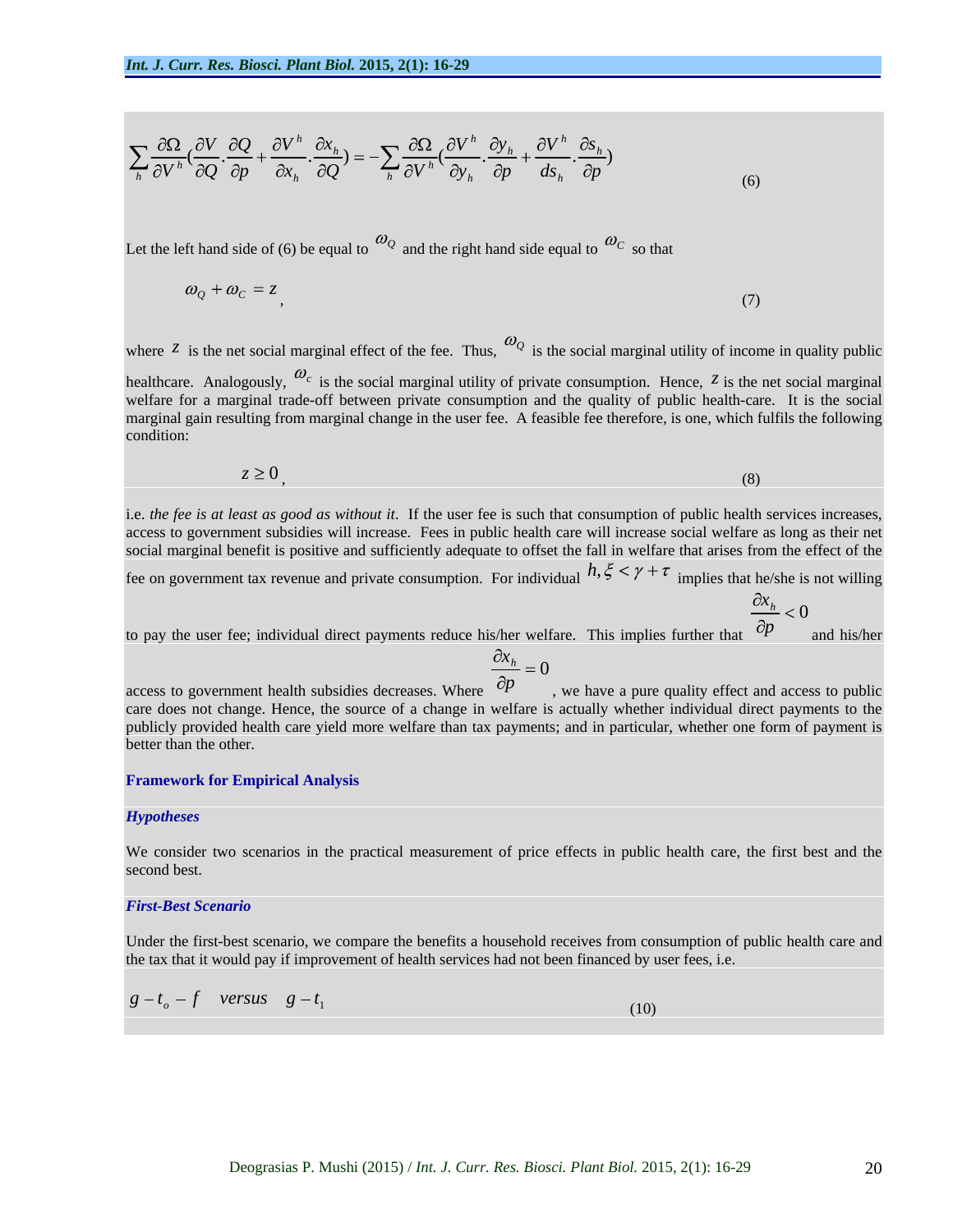$$\sum_h \frac{\partial \Omega}{\partial V^h}\left(\frac{\partial V}{\partial Q}.\frac{\partial Q}{\partial p}+\frac{\partial V^h}{\partial x_h}.\frac{\partial x_h}{\partial Q}\right) = -\sum_h \frac{\partial \Omega}{\partial V^h}\left(\frac{\partial V^h}{\partial y_h}.\frac{\partial y_h}{\partial p}+\frac{\partial V^h}{d s_h}.\frac{\partial s_h}{\partial p}\right) \tag{6}$$

Let the left hand side of (6) be equal to $\omega_Q$ and the right hand side equal to $\omega_C$ so that

$$\omega_Q + \omega_C = z, \tag{7}$$

where $z$ is the net social marginal effect of the fee. Thus, $\omega_Q$ is the social marginal utility of income in quality public healthcare. Analogously, $\omega_c$ is the social marginal utility of private consumption. Hence, $z$ is the net social marginal welfare for a marginal trade-off between private consumption and the quality of public health-care. It is the social marginal gain resulting from marginal change in the user fee. A feasible fee therefore, is one, which fulfils the following condition:

$$z \geq 0, \tag{8}$$

i.e. *the fee is at least as good as without it*. If the user fee is such that consumption of public health services increases, access to government subsidies will increase. Fees in public health care will increase social welfare as long as their net social marginal benefit is positive and sufficiently adequate to offset the fall in welfare that arises from the effect of the fee on government tax revenue and private consumption. For individual $h, \xi < \gamma + \tau$ implies that he/she is not willing to pay the user fee; individual direct payments reduce his/her welfare. This implies further that $\frac{\partial x_h}{\partial p} < 0$ and his/her access to government health subsidies decreases. Where $\frac{\partial x_h}{\partial p} = 0$, we have a pure quality effect and access to public care does not change. Hence, the source of a change in welfare is actually whether individual direct payments to the publicly provided health care yield more welfare than tax payments; and in particular, whether one form of payment is better than the other.

## Framework for Empirical Analysis

### *Hypotheses*

We consider two scenarios in the practical measurement of price effects in public health care, the first best and the second best.

### *First-Best Scenario*

Under the first-best scenario, we compare the benefits a household receives from consumption of public health care and the tax that it would pay if improvement of health services had not been financed by user fees, i.e.

$$g - t_o - f \quad versus \quad g - t_1 \tag{10}$$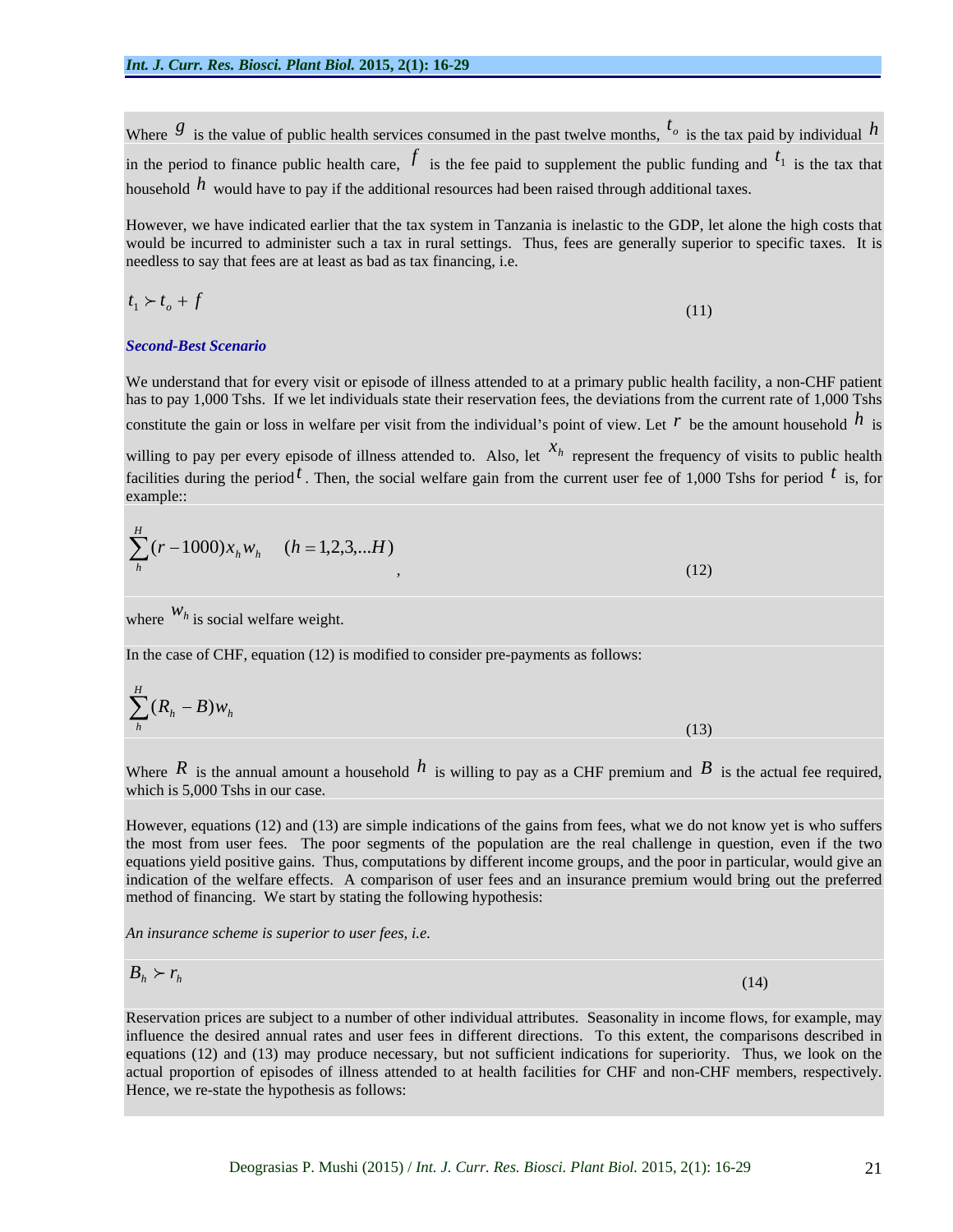Where $g$ is the value of public health services consumed in the past twelve months, $t_o$ is the tax paid by individual $h$ in the period to finance public health care, $f$ is the fee paid to supplement the public funding and $t_1$ is the tax that household $h$ would have to pay if the additional resources had been raised through additional taxes.

However, we have indicated earlier that the tax system in Tanzania is inelastic to the GDP, let alone the high costs that would be incurred to administer such a tax in rural settings. Thus, fees are generally superior to specific taxes. It is needless to say that fees are at least as bad as tax financing, i.e.

$$t_1 \succ t_o + f \tag{11}$$

### *Second-Best Scenario*

We understand that for every visit or episode of illness attended to at a primary public health facility, a non-CHF patient has to pay 1,000 Tshs. If we let individuals state their reservation fees, the deviations from the current rate of 1,000 Tshs constitute the gain or loss in welfare per visit from the individual's point of view. Let $r$ be the amount household $h$ is willing to pay per every episode of illness attended to. Also, let $x_h$ represent the frequency of visits to public health facilities during the period $t$. Then, the social welfare gain from the current user fee of 1,000 Tshs for period $t$ is, for example::

$$\sum_{h}^{H}(r-1000)x_h w_h \quad (h = 1,2,3,...H), \tag{12}$$

where $w_h$ is social welfare weight.

In the case of CHF, equation (12) is modified to consider pre-payments as follows:

$$\sum_{h}^{H}(R_h - B)w_h \tag{13}$$

Where $R$ is the annual amount a household $h$ is willing to pay as a CHF premium and $B$ is the actual fee required, which is 5,000 Tshs in our case.

However, equations (12) and (13) are simple indications of the gains from fees, what we do not know yet is who suffers the most from user fees. The poor segments of the population are the real challenge in question, even if the two equations yield positive gains. Thus, computations by different income groups, and the poor in particular, would give an indication of the welfare effects. A comparison of user fees and an insurance premium would bring out the preferred method of financing. We start by stating the following hypothesis:

*An insurance scheme is superior to user fees, i.e.*

$$B_h \succ r_h \tag{14}$$

Reservation prices are subject to a number of other individual attributes. Seasonality in income flows, for example, may influence the desired annual rates and user fees in different directions. To this extent, the comparisons described in equations (12) and (13) may produce necessary, but not sufficient indications for superiority. Thus, we look on the actual proportion of episodes of illness attended to at health facilities for CHF and non-CHF members, respectively. Hence, we re-state the hypothesis as follows: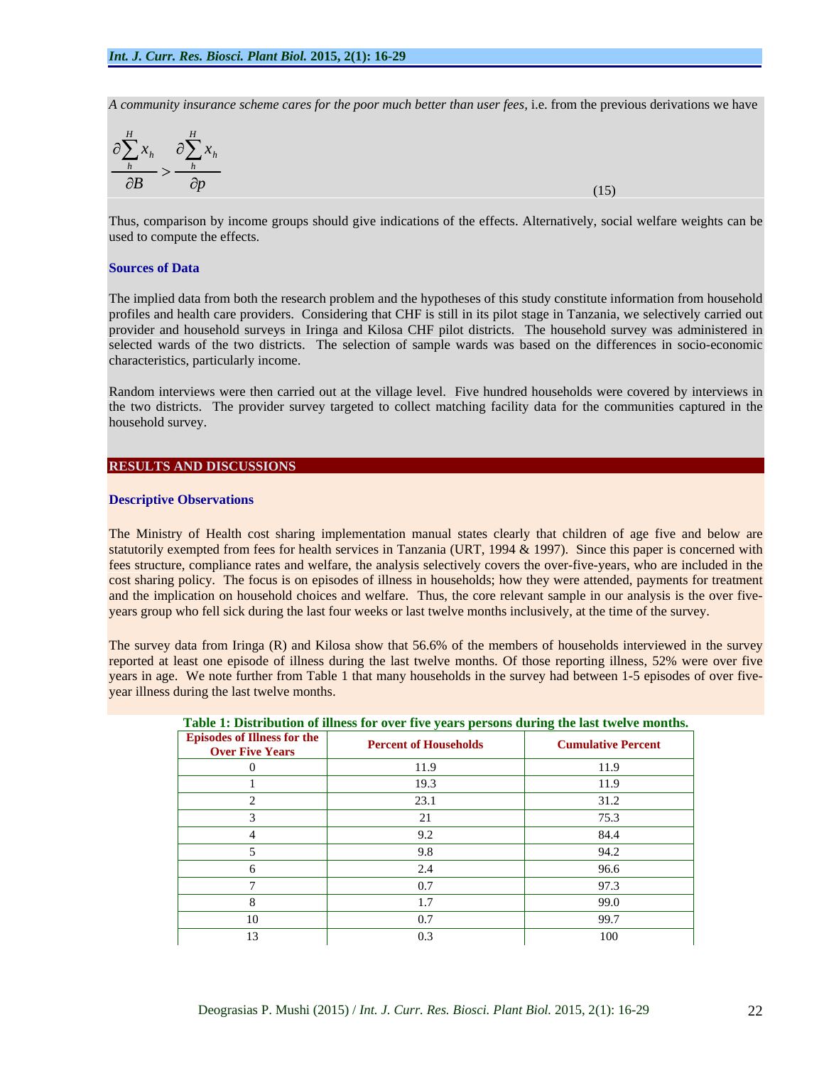*A community insurance scheme cares for the poor much better than user fees*, i.e. from the previous derivations we have

$$\frac{\partial \sum_{h}^{H} x_h}{\partial B} > \frac{\partial \sum_{h}^{H} x_h}{\partial p} \tag{15}$$

Thus, comparison by income groups should give indications of the effects. Alternatively, social welfare weights can be used to compute the effects.

### Sources of Data

The implied data from both the research problem and the hypotheses of this study constitute information from household profiles and health care providers. Considering that CHF is still in its pilot stage in Tanzania, we selectively carried out provider and household surveys in Iringa and Kilosa CHF pilot districts. The household survey was administered in selected wards of the two districts. The selection of sample wards was based on the differences in socio-economic characteristics, particularly income.

Random interviews were then carried out at the village level. Five hundred households were covered by interviews in the two districts. The provider survey targeted to collect matching facility data for the communities captured in the household survey.

## RESULTS AND DISCUSSIONS

### Descriptive Observations

The Ministry of Health cost sharing implementation manual states clearly that children of age five and below are statutorily exempted from fees for health services in Tanzania (URT, 1994 & 1997). Since this paper is concerned with fees structure, compliance rates and welfare, the analysis selectively covers the over-five-years, who are included in the cost sharing policy. The focus is on episodes of illness in households; how they were attended, payments for treatment and the implication on household choices and welfare. Thus, the core relevant sample in our analysis is the over five-years group who fell sick during the last four weeks or last twelve months inclusively, at the time of the survey.

The survey data from Iringa (R) and Kilosa show that 56.6% of the members of households interviewed in the survey reported at least one episode of illness during the last twelve months. Of those reporting illness, 52% were over five years in age. We note further from Table 1 that many households in the survey had between 1-5 episodes of over five-year illness during the last twelve months.

**Table 1: Distribution of illness for over five years persons during the last twelve months.**

| Episodes of Illness for the Over Five Years | Percent of Households | Cumulative Percent |
|---|---|---|
| 0 | 11.9 | 11.9 |
| 1 | 19.3 | 11.9 |
| 2 | 23.1 | 31.2 |
| 3 | 21 | 75.3 |
| 4 | 9.2 | 84.4 |
| 5 | 9.8 | 94.2 |
| 6 | 2.4 | 96.6 |
| 7 | 0.7 | 97.3 |
| 8 | 1.7 | 99.0 |
| 10 | 0.7 | 99.7 |
| 13 | 0.3 | 100 |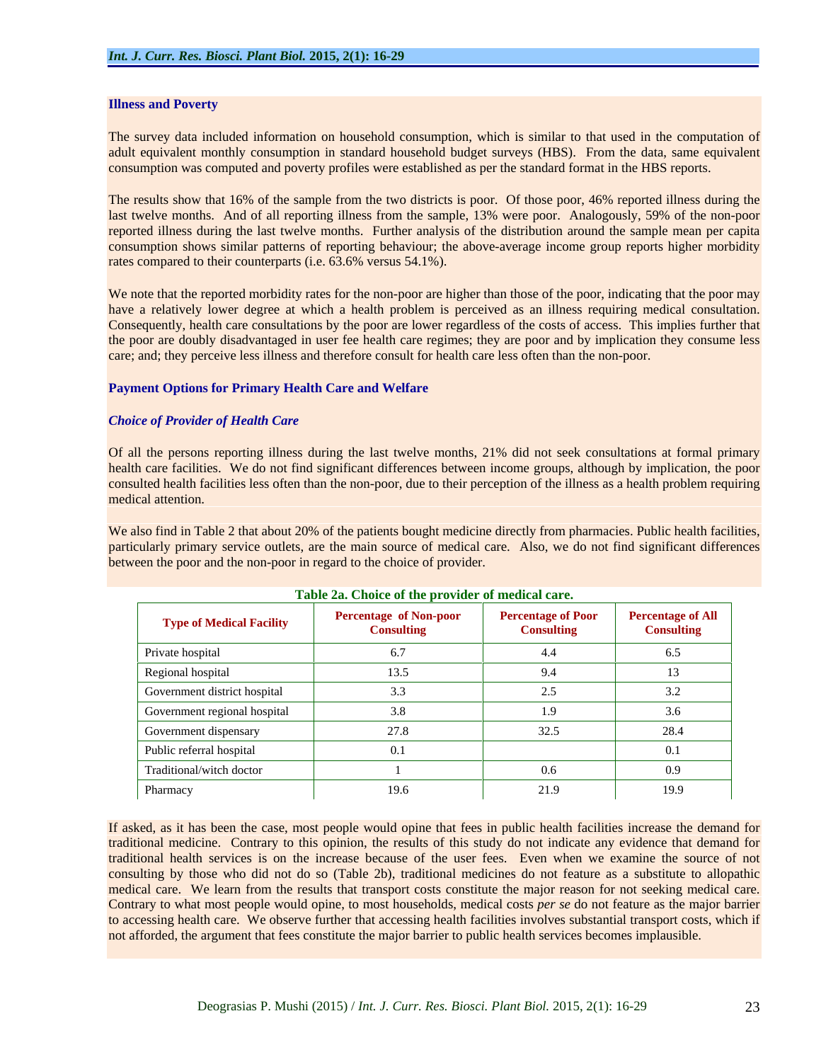## Illness and Poverty

The survey data included information on household consumption, which is similar to that used in the computation of adult equivalent monthly consumption in standard household budget surveys (HBS). From the data, same equivalent consumption was computed and poverty profiles were established as per the standard format in the HBS reports.

The results show that 16% of the sample from the two districts is poor. Of those poor, 46% reported illness during the last twelve months. And of all reporting illness from the sample, 13% were poor. Analogously, 59% of the non-poor reported illness during the last twelve months. Further analysis of the distribution around the sample mean per capita consumption shows similar patterns of reporting behaviour; the above-average income group reports higher morbidity rates compared to their counterparts (i.e. 63.6% versus 54.1%).

We note that the reported morbidity rates for the non-poor are higher than those of the poor, indicating that the poor may have a relatively lower degree at which a health problem is perceived as an illness requiring medical consultation. Consequently, health care consultations by the poor are lower regardless of the costs of access. This implies further that the poor are doubly disadvantaged in user fee health care regimes; they are poor and by implication they consume less care; and; they perceive less illness and therefore consult for health care less often than the non-poor.

## Payment Options for Primary Health Care and Welfare

### *Choice of Provider of Health Care*

Of all the persons reporting illness during the last twelve months, 21% did not seek consultations at formal primary health care facilities. We do not find significant differences between income groups, although by implication, the poor consulted health facilities less often than the non-poor, due to their perception of the illness as a health problem requiring medical attention.

We also find in Table 2 that about 20% of the patients bought medicine directly from pharmacies. Public health facilities, particularly primary service outlets, are the main source of medical care. Also, we do not find significant differences between the poor and the non-poor in regard to the choice of provider.

**Table 2a. Choice of the provider of medical care.**

| Type of Medical Facility | Percentage of Non-poor Consulting | Percentage of Poor Consulting | Percentage of All Consulting |
|---|---|---|---|
| Private hospital | 6.7 | 4.4 | 6.5 |
| Regional hospital | 13.5 | 9.4 | 13 |
| Government district hospital | 3.3 | 2.5 | 3.2 |
| Government regional hospital | 3.8 | 1.9 | 3.6 |
| Government dispensary | 27.8 | 32.5 | 28.4 |
| Public referral hospital | 0.1 | | 0.1 |
| Traditional/witch doctor | 1 | 0.6 | 0.9 |
| Pharmacy | 19.6 | 21.9 | 19.9 |

If asked, as it has been the case, most people would opine that fees in public health facilities increase the demand for traditional medicine. Contrary to this opinion, the results of this study do not indicate any evidence that demand for traditional health services is on the increase because of the user fees. Even when we examine the source of not consulting by those who did not do so (Table 2b), traditional medicines do not feature as a substitute to allopathic medical care. We learn from the results that transport costs constitute the major reason for not seeking medical care. Contrary to what most people would opine, to most households, medical costs *per se* do not feature as the major barrier to accessing health care. We observe further that accessing health facilities involves substantial transport costs, which if not afforded, the argument that fees constitute the major barrier to public health services becomes implausible.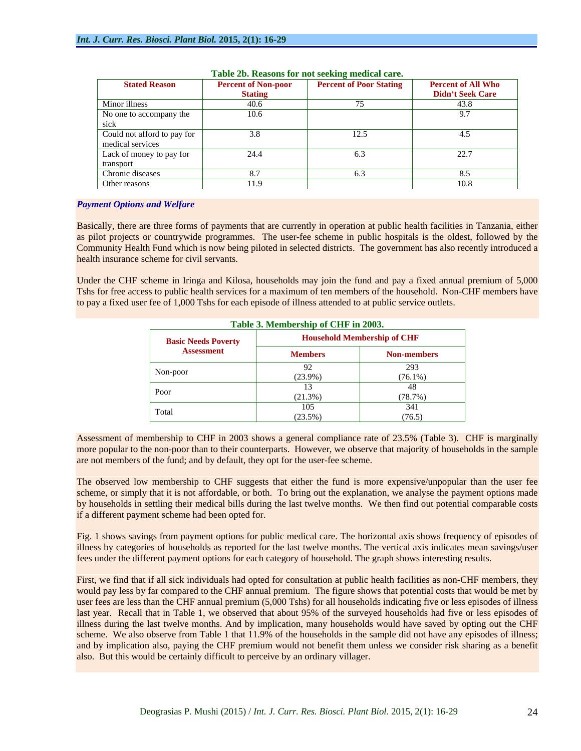**Table 2b. Reasons for not seeking medical care.**

| Stated Reason | Percent of Non-poor Stating | Percent of Poor Stating | Percent of All Who Didn't Seek Care |
|---|---|---|---|
| Minor illness | 40.6 | 75 | 43.8 |
| No one to accompany the sick | 10.6 | | 9.7 |
| Could not afford to pay for medical services | 3.8 | 12.5 | 4.5 |
| Lack of money to pay for transport | 24.4 | 6.3 | 22.7 |
| Chronic diseases | 8.7 | 6.3 | 8.5 |
| Other reasons | 11.9 | | 10.8 |

### *Payment Options and Welfare*

Basically, there are three forms of payments that are currently in operation at public health facilities in Tanzania, either as pilot projects or countrywide programmes. The user-fee scheme in public hospitals is the oldest, followed by the Community Health Fund which is now being piloted in selected districts. The government has also recently introduced a health insurance scheme for civil servants.

Under the CHF scheme in Iringa and Kilosa, households may join the fund and pay a fixed annual premium of 5,000 Tshs for free access to public health services for a maximum of ten members of the household. Non-CHF members have to pay a fixed user fee of 1,000 Tshs for each episode of illness attended to at public service outlets.

**Table 3. Membership of CHF in 2003.**

| Basic Needs Poverty Assessment | Household Membership of CHF | |
|---|---|---|
| | Members | Non-members |
| Non-poor | 92 (23.9%) | 293 (76.1%) |
| Poor | 13 (21.3%) | 48 (78.7%) |
| Total | 105 (23.5%) | 341 (76.5) |

Assessment of membership to CHF in 2003 shows a general compliance rate of 23.5% (Table 3). CHF is marginally more popular to the non-poor than to their counterparts. However, we observe that majority of households in the sample are not members of the fund; and by default, they opt for the user-fee scheme.

The observed low membership to CHF suggests that either the fund is more expensive/unpopular than the user fee scheme, or simply that it is not affordable, or both. To bring out the explanation, we analyse the payment options made by households in settling their medical bills during the last twelve months. We then find out potential comparable costs if a different payment scheme had been opted for.

Fig. 1 shows savings from payment options for public medical care. The horizontal axis shows frequency of episodes of illness by categories of households as reported for the last twelve months. The vertical axis indicates mean savings/user fees under the different payment options for each category of household. The graph shows interesting results.

First, we find that if all sick individuals had opted for consultation at public health facilities as non-CHF members, they would pay less by far compared to the CHF annual premium. The figure shows that potential costs that would be met by user fees are less than the CHF annual premium (5,000 Tshs) for all households indicating five or less episodes of illness last year. Recall that in Table 1, we observed that about 95% of the surveyed households had five or less episodes of illness during the last twelve months. And by implication, many households would have saved by opting out the CHF scheme. We also observe from Table 1 that 11.9% of the households in the sample did not have any episodes of illness; and by implication also, paying the CHF premium would not benefit them unless we consider risk sharing as a benefit also. But this would be certainly difficult to perceive by an ordinary villager.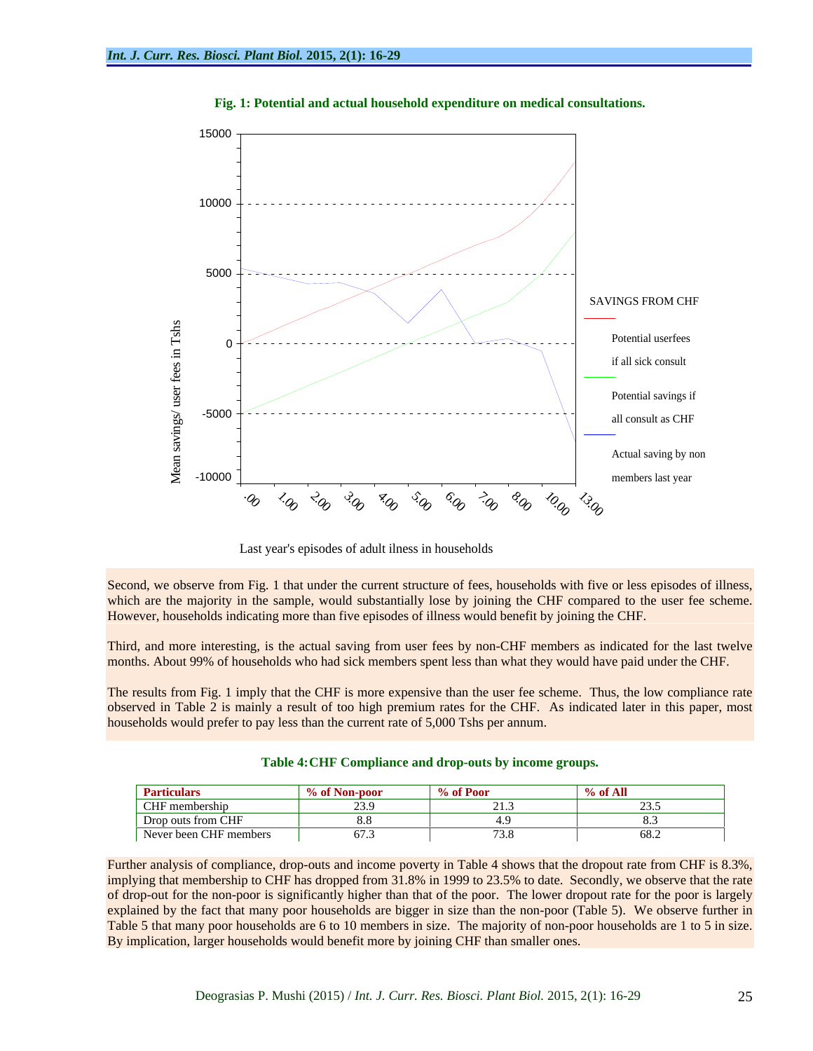**Fig. 1: Potential and actual household expenditure on medical consultations.**

Second, we observe from Fig. 1 that under the current structure of fees, households with five or less episodes of illness, which are the majority in the sample, would substantially lose by joining the CHF compared to the user fee scheme. However, households indicating more than five episodes of illness would benefit by joining the CHF.

Third, and more interesting, is the actual saving from user fees by non-CHF members as indicated for the last twelve months. About 99% of households who had sick members spent less than what they would have paid under the CHF.

The results from Fig. 1 imply that the CHF is more expensive than the user fee scheme. Thus, the low compliance rate observed in Table 2 is mainly a result of too high premium rates for the CHF. As indicated later in this paper, most households would prefer to pay less than the current rate of 5,000 Tshs per annum.

**Table 4: CHF Compliance and drop-outs by income groups.**

| Particulars | % of Non-poor | % of Poor | % of All |
|---|---|---|---|
| CHF membership | 23.9 | 21.3 | 23.5 |
| Drop outs from CHF | 8.8 | 4.9 | 8.3 |
| Never been CHF members | 67.3 | 73.8 | 68.2 |

Further analysis of compliance, drop-outs and income poverty in Table 4 shows that the dropout rate from CHF is 8.3%, implying that membership to CHF has dropped from 31.8% in 1999 to 23.5% to date. Secondly, we observe that the rate of drop-out for the non-poor is significantly higher than that of the poor. The lower dropout rate for the poor is largely explained by the fact that many poor households are bigger in size than the non-poor (Table 5). We observe further in Table 5 that many poor households are 6 to 10 members in size. The majority of non-poor households are 1 to 5 in size. By implication, larger households would benefit more by joining CHF than smaller ones.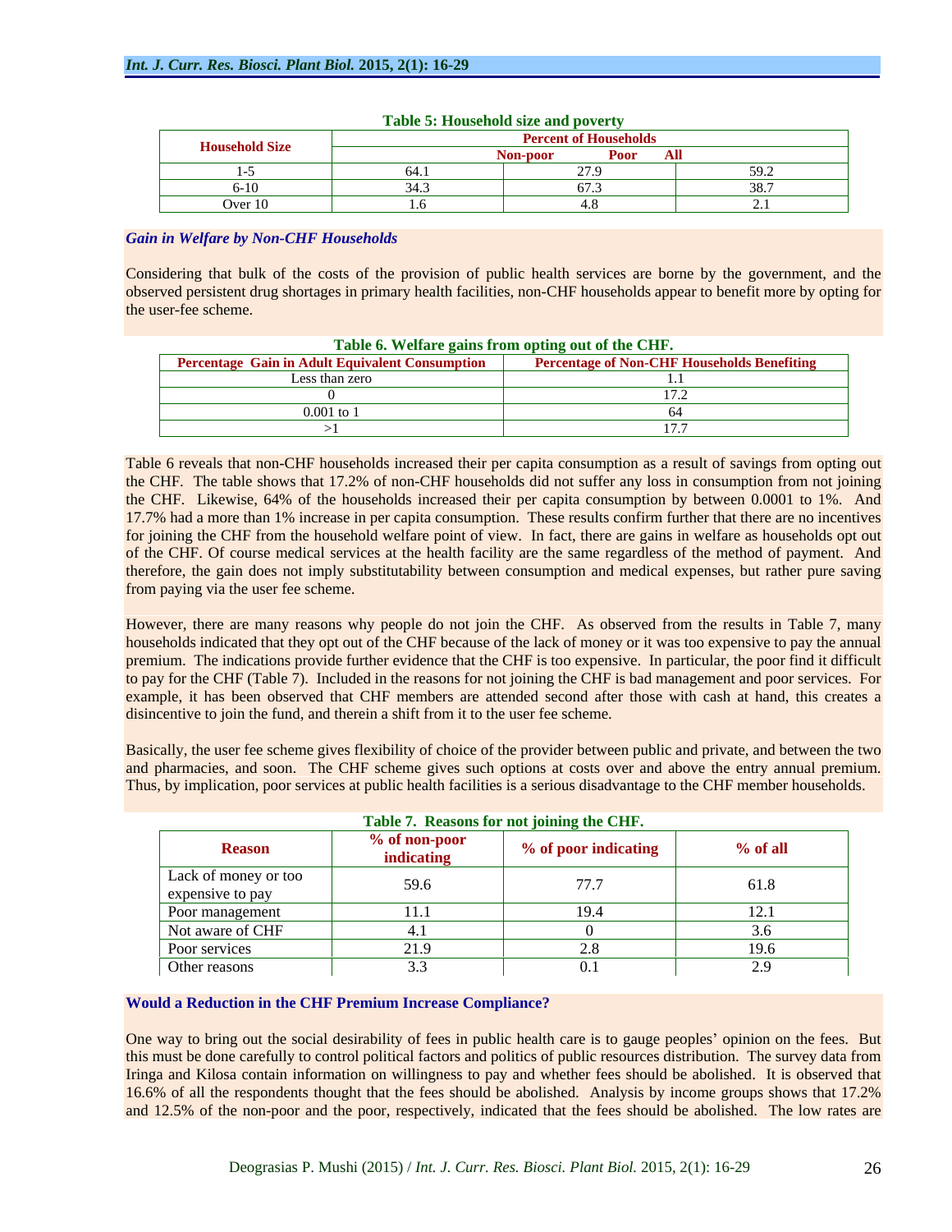**Table 5: Household size and poverty**

| Household Size | Percent of Households | | |
|---|---|---|---|
| | Non-poor | Poor | All |
| 1-5 | 64.1 | 27.9 | 59.2 |
| 6-10 | 34.3 | 67.3 | 38.7 |
| Over 10 | 1.6 | 4.8 | 2.1 |

### *Gain in Welfare by Non-CHF Households*

Considering that bulk of the costs of the provision of public health services are borne by the government, and the observed persistent drug shortages in primary health facilities, non-CHF households appear to benefit more by opting for the user-fee scheme.

**Table 6. Welfare gains from opting out of the CHF.**

| Percentage Gain in Adult Equivalent Consumption | Percentage of Non-CHF Households Benefiting |
|---|---|
| Less than zero | 1.1 |
| 0 | 17.2 |
| 0.001 to 1 | 64 |
| >1 | 17.7 |

Table 6 reveals that non-CHF households increased their per capita consumption as a result of savings from opting out the CHF. The table shows that 17.2% of non-CHF households did not suffer any loss in consumption from not joining the CHF. Likewise, 64% of the households increased their per capita consumption by between 0.0001 to 1%. And 17.7% had a more than 1% increase in per capita consumption. These results confirm further that there are no incentives for joining the CHF from the household welfare point of view. In fact, there are gains in welfare as households opt out of the CHF. Of course medical services at the health facility are the same regardless of the method of payment. And therefore, the gain does not imply substitutability between consumption and medical expenses, but rather pure saving from paying via the user fee scheme.

However, there are many reasons why people do not join the CHF. As observed from the results in Table 7, many households indicated that they opt out of the CHF because of the lack of money or it was too expensive to pay the annual premium. The indications provide further evidence that the CHF is too expensive. In particular, the poor find it difficult to pay for the CHF (Table 7). Included in the reasons for not joining the CHF is bad management and poor services. For example, it has been observed that CHF members are attended second after those with cash at hand, this creates a disincentive to join the fund, and therein a shift from it to the user fee scheme.

Basically, the user fee scheme gives flexibility of choice of the provider between public and private, and between the two and pharmacies, and soon. The CHF scheme gives such options at costs over and above the entry annual premium. Thus, by implication, poor services at public health facilities is a serious disadvantage to the CHF member households.

**Table 7. Reasons for not joining the CHF.**

| Reason | % of non-poor indicating | % of poor indicating | % of all |
|---|---|---|---|
| Lack of money or too expensive to pay | 59.6 | 77.7 | 61.8 |
| Poor management | 11.1 | 19.4 | 12.1 |
| Not aware of CHF | 4.1 | 0 | 3.6 |
| Poor services | 21.9 | 2.8 | 19.6 |
| Other reasons | 3.3 | 0.1 | 2.9 |

### Would a Reduction in the CHF Premium Increase Compliance?

One way to bring out the social desirability of fees in public health care is to gauge peoples' opinion on the fees. But this must be done carefully to control political factors and politics of public resources distribution. The survey data from Iringa and Kilosa contain information on willingness to pay and whether fees should be abolished. It is observed that 16.6% of all the respondents thought that the fees should be abolished. Analysis by income groups shows that 17.2% and 12.5% of the non-poor and the poor, respectively, indicated that the fees should be abolished. The low rates are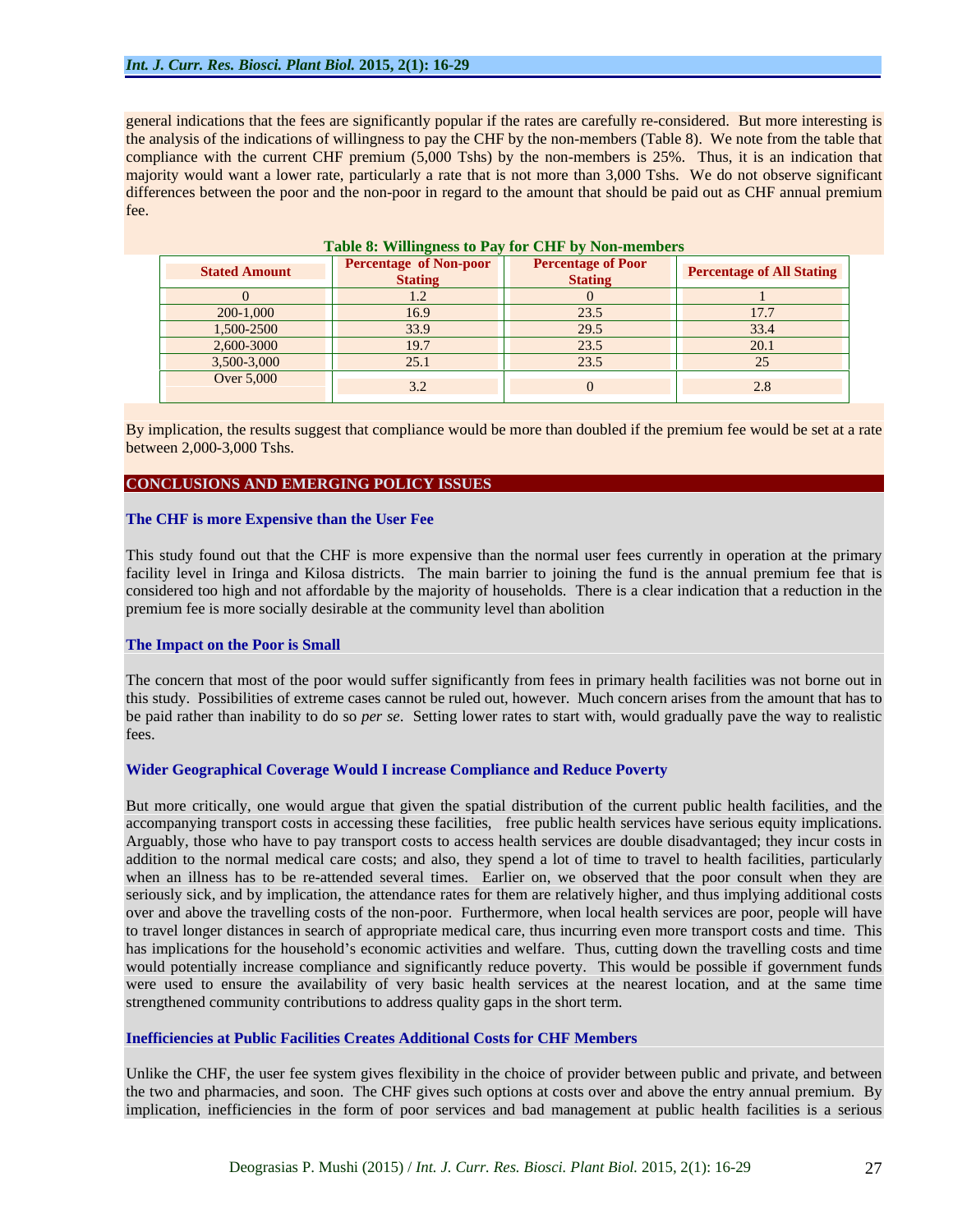general indications that the fees are significantly popular if the rates are carefully re-considered. But more interesting is the analysis of the indications of willingness to pay the CHF by the non-members (Table 8). We note from the table that compliance with the current CHF premium (5,000 Tshs) by the non-members is 25%. Thus, it is an indication that majority would want a lower rate, particularly a rate that is not more than 3,000 Tshs. We do not observe significant differences between the poor and the non-poor in regard to the amount that should be paid out as CHF annual premium fee.

**Table 8: Willingness to Pay for CHF by Non-members**

| Stated Amount | Percentage of Non-poor Stating | Percentage of Poor Stating | Percentage of All Stating |
|---|---|---|---|
| 0 | 1.2 | 0 | 1 |
| 200-1,000 | 16.9 | 23.5 | 17.7 |
| 1,500-2500 | 33.9 | 29.5 | 33.4 |
| 2,600-3000 | 19.7 | 23.5 | 20.1 |
| 3,500-3,000 | 25.1 | 23.5 | 25 |
| Over 5,000 | 3.2 | 0 | 2.8 |

By implication, the results suggest that compliance would be more than doubled if the premium fee would be set at a rate between 2,000-3,000 Tshs.

## CONCLUSIONS AND EMERGING POLICY ISSUES

### The CHF is more Expensive than the User Fee

This study found out that the CHF is more expensive than the normal user fees currently in operation at the primary facility level in Iringa and Kilosa districts. The main barrier to joining the fund is the annual premium fee that is considered too high and not affordable by the majority of households. There is a clear indication that a reduction in the premium fee is more socially desirable at the community level than abolition

### The Impact on the Poor is Small

The concern that most of the poor would suffer significantly from fees in primary health facilities was not borne out in this study. Possibilities of extreme cases cannot be ruled out, however. Much concern arises from the amount that has to be paid rather than inability to do so *per se*. Setting lower rates to start with, would gradually pave the way to realistic fees.

### Wider Geographical Coverage Would I increase Compliance and Reduce Poverty

But more critically, one would argue that given the spatial distribution of the current public health facilities, and the accompanying transport costs in accessing these facilities, free public health services have serious equity implications. Arguably, those who have to pay transport costs to access health services are double disadvantaged; they incur costs in addition to the normal medical care costs; and also, they spend a lot of time to travel to health facilities, particularly when an illness has to be re-attended several times. Earlier on, we observed that the poor consult when they are seriously sick, and by implication, the attendance rates for them are relatively higher, and thus implying additional costs over and above the travelling costs of the non-poor. Furthermore, when local health services are poor, people will have to travel longer distances in search of appropriate medical care, thus incurring even more transport costs and time. This has implications for the household's economic activities and welfare. Thus, cutting down the travelling costs and time would potentially increase compliance and significantly reduce poverty. This would be possible if government funds were used to ensure the availability of very basic health services at the nearest location, and at the same time strengthened community contributions to address quality gaps in the short term.

### Inefficiencies at Public Facilities Creates Additional Costs for CHF Members

Unlike the CHF, the user fee system gives flexibility in the choice of provider between public and private, and between the two and pharmacies, and soon. The CHF gives such options at costs over and above the entry annual premium. By implication, inefficiencies in the form of poor services and bad management at public health facilities is a serious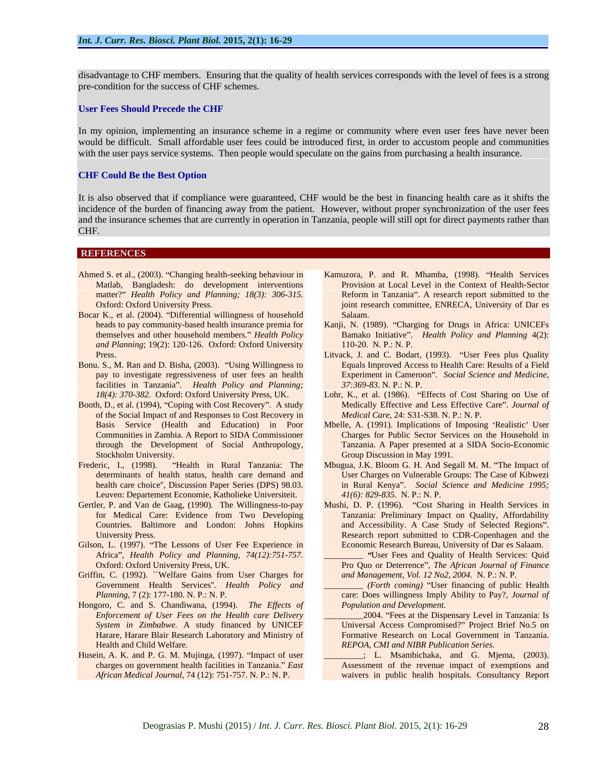disadvantage to CHF members. Ensuring that the quality of health services corresponds with the level of fees is a strong pre-condition for the success of CHF schemes.

### User Fees Should Precede the CHF

In my opinion, implementing an insurance scheme in a regime or community where even user fees have never been would be difficult. Small affordable user fees could be introduced first, in order to accustom people and communities with the user pays service systems. Then people would speculate on the gains from purchasing a health insurance.

### CHF Could Be the Best Option

It is also observed that if compliance were guaranteed, CHF would be the best in financing health care as it shifts the incidence of the burden of financing away from the patient. However, without proper synchronization of the user fees and the insurance schemes that are currently in operation in Tanzania, people will still opt for direct payments rather than CHF.

## REFERENCES

Ahmed S. et al., (2003). "Changing health-seeking behaviour in Matlab, Bangladesh: do development interventions matter?" *Health Policy and Planning; 18(3): 306-315.* Oxford: Oxford University Press.

Bocar K., et al. (2004). "Differential willingness of household heads to pay community-based health insurance premia for themselves and other household members." *Health Policy and Planning*; 19(2): 120-126. Oxford: Oxford University Press.

Bonu. S., M. Ran and D. Bisha, (2003). "Using Willingness to pay to investigate regressiveness of user fees an health facilities in Tanzania". *Health Policy and Planning; 18(4): 370-382.* Oxford: Oxford University Press, UK.

Booth, D., et al. (1994), "Coping with Cost Recovery". A study of the Social Impact of and Responses to Cost Recovery in Basis Service (Health and Education) in Poor Communities in Zambia. A Report to SIDA Commissioner through the Development of Social Anthropology, Stockholm University.

Frederic, I., (1998). "Health in Rural Tanzania: The determinants of health status, health care demand and health care choice", Discussion Paper Series (DPS) 98.03. Leuven: Departement Economie, Katholieke Universiteit.

Gertler, P. and Van de Gaag, (1990). The Willingness-to-pay for Medical Care: Evidence from Two Developing Countries. Baltimore and London: Johns Hopkins University Press.

Gilson, L. (1997). "The Lessons of User Fee Experience in Africa", *Health Policy and Planning, 74(12):751-757.* Oxford: Oxford University Press, UK.

Griffin, C. (1992). ``Welfare Gains from User Charges for Government Health Services". *Health Policy and Planning*, 7 (2): 177-180. N. P.: N. P.

Hongoro, C. and S. Chandiwana, (1994). *The Effects of Enforcement of User Fees on the Health care Delivery System in Zimbabwe.* A study financed by UNICEF Harare, Harare Blair Research Laboratory and Ministry of Health and Child Welfare.

Husein, A. K. and P. G. M. Mujinga, (1997). "Impact of user charges on government health facilities in Tanzania." *East African Medical Journal*, 74 (12): 751-757. N. P.: N. P.

Kamuzora, P. and R. Mhamba, (1998). "Health Services Provision at Local Level in the Context of Health-Sector Reform in Tanzania". A research report submitted to the joint research committee, ENRECA, University of Dar es Salaam.

Kanji, N. (1989). "Charging for Drugs in Africa: UNICEFs Bamako Initiative". *Health Policy and Planning* 4(2): 110-20. N. P.: N. P.

Litvack, J. and C. Bodart, (1993). "User Fees plus Quality Equals Improved Access to Health Care: Results of a Field Experiment in Cameroon". *Social Science and Medicine, 37:369-83*. N. P.: N. P.

Lohr, K., et al. (1986). "Effects of Cost Sharing on Use of Medically Effective and Less Effective Care". *Journal of Medical Care*, 24: S31-S38. N. P.: N. P.

Mbelle, A. (1991). Implications of Imposing 'Realistic' User Charges for Public Sector Services on the Household in Tanzania. A Paper presented at a SIDA Socio-Economic Group Discussion in May 1991.

Mbugua, J.K. Bloom G. H. And Segall M. M. "The Impact of User Charges on Vulnerable Groups: The Case of Kibwezi in Rural Kenya". *Social Science and Medicine 1995; 41(6): 829-835.* N. P.: N. P.

Mushi, D. P. (1996). "Cost Sharing in Health Services in Tanzania: Preliminary Impact on Quality, Affordability and Accessibility. A Case Study of Selected Regions". Research report submitted to CDR-Copenhagen and the Economic Research Bureau, University of Dar es Salaam.

\_\_\_\_\_\_\_\_\_ "User Fees and Quality of Health Services: Quid Pro Quo or Deterrence", *The African Journal of Finance and Management, Vol. 12 No2, 2004.* N. P.: N. P.

\_\_\_\_\_\_\_\_\_ *(Forth coming)* "User financing of public Health care: Does willingness Imply Ability to Pay?, *Journal of Population and Development.*

\_\_\_\_\_\_\_\_\_2004. "Fees at the Dispensary Level in Tanzania: Is Universal Access Compromised?" Project Brief No.5 on Formative Research on Local Government in Tanzania. *REPOA, CMI and NIBR Publication Series.*

\_\_\_\_\_\_\_\_\_; L. Msambichaka, and G. Mjema, (2003). Assessment of the revenue impact of exemptions and waivers in public health hospitals. Consultancy Report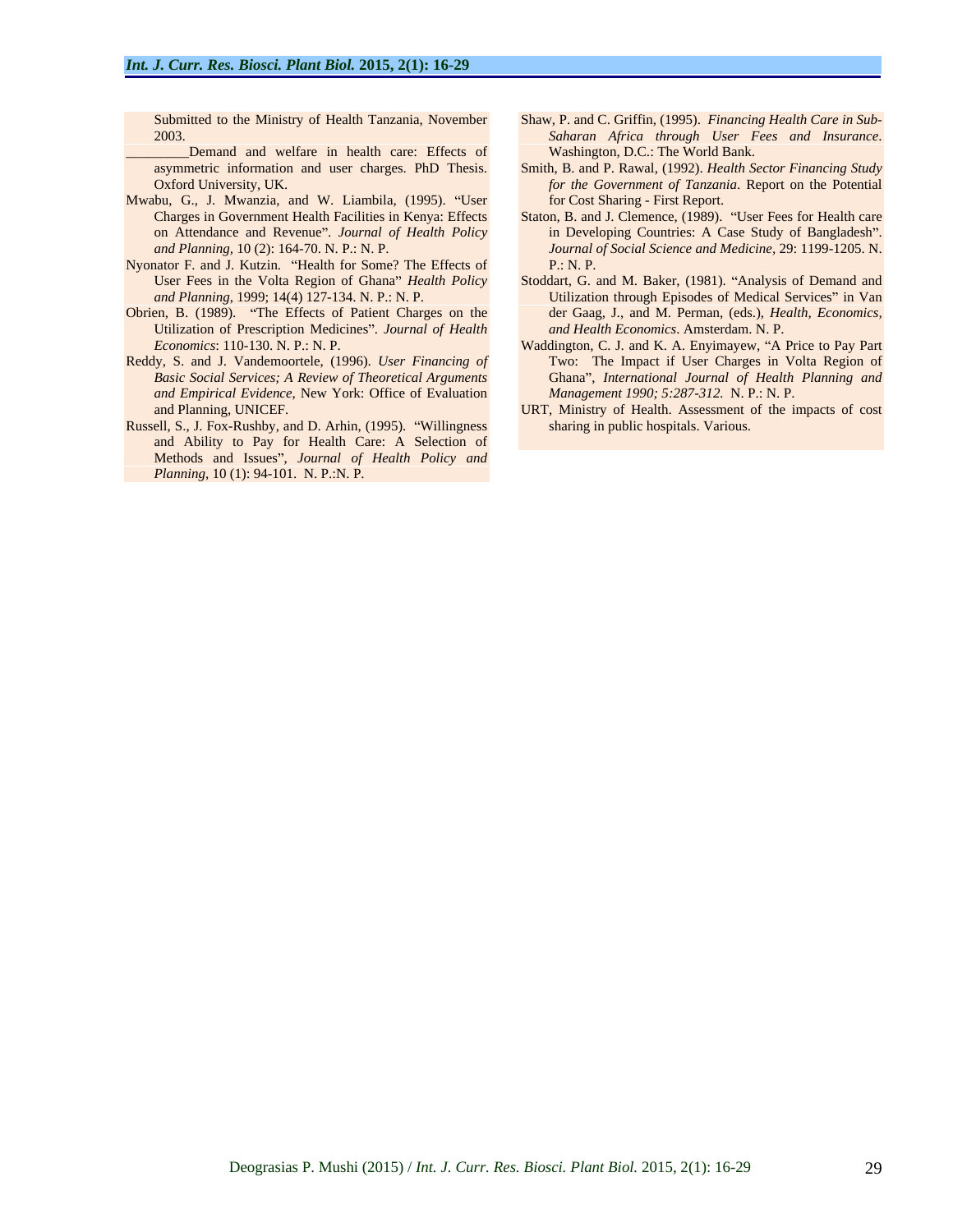Submitted to the Ministry of Health Tanzania, November 2003.

_________Demand and welfare in health care: Effects of asymmetric information and user charges. PhD Thesis. Oxford University, UK.

Mwabu, G., J. Mwanzia, and W. Liambila, (1995). "User Charges in Government Health Facilities in Kenya: Effects on Attendance and Revenue". *Journal of Health Policy and Planning*, 10 (2): 164-70. N. P.: N. P.

Nyonator F. and J. Kutzin. "Health for Some? The Effects of User Fees in the Volta Region of Ghana" *Health Policy and Planning*, 1999; 14(4) 127-134. N. P.: N. P.

Obrien, B. (1989). "The Effects of Patient Charges on the Utilization of Prescription Medicines". *Journal of Health Economics*: 110-130. N. P.: N. P.

Reddy, S. and J. Vandemoortele, (1996). *User Financing of Basic Social Services; A Review of Theoretical Arguments and Empirical Evidence*, New York: Office of Evaluation and Planning, UNICEF.

Russell, S., J. Fox-Rushby, and D. Arhin, (1995). "Willingness and Ability to Pay for Health Care: A Selection of Methods and Issues", *Journal of Health Policy and Planning*, 10 (1): 94-101. N. P.:N. P.

Shaw, P. and C. Griffin, (1995). *Financing Health Care in Sub-Saharan Africa through User Fees and Insurance*. Washington, D.C.: The World Bank.

Smith, B. and P. Rawal, (1992). *Health Sector Financing Study for the Government of Tanzania*. Report on the Potential for Cost Sharing - First Report.

Staton, B. and J. Clemence, (1989). "User Fees for Health care in Developing Countries: A Case Study of Bangladesh". *Journal of Social Science and Medicine*, 29: 1199-1205. N. P.: N. P.

Stoddart, G. and M. Baker, (1981). "Analysis of Demand and Utilization through Episodes of Medical Services" in Van der Gaag, J., and M. Perman, (eds.), *Health, Economics, and Health Economics*. Amsterdam. N. P.

Waddington, C. J. and K. A. Enyimayew, "A Price to Pay Part Two: The Impact if User Charges in Volta Region of Ghana", *International Journal of Health Planning and Management 1990; 5:287-312.* N. P.: N. P.

URT, Ministry of Health. Assessment of the impacts of cost sharing in public hospitals. Various.